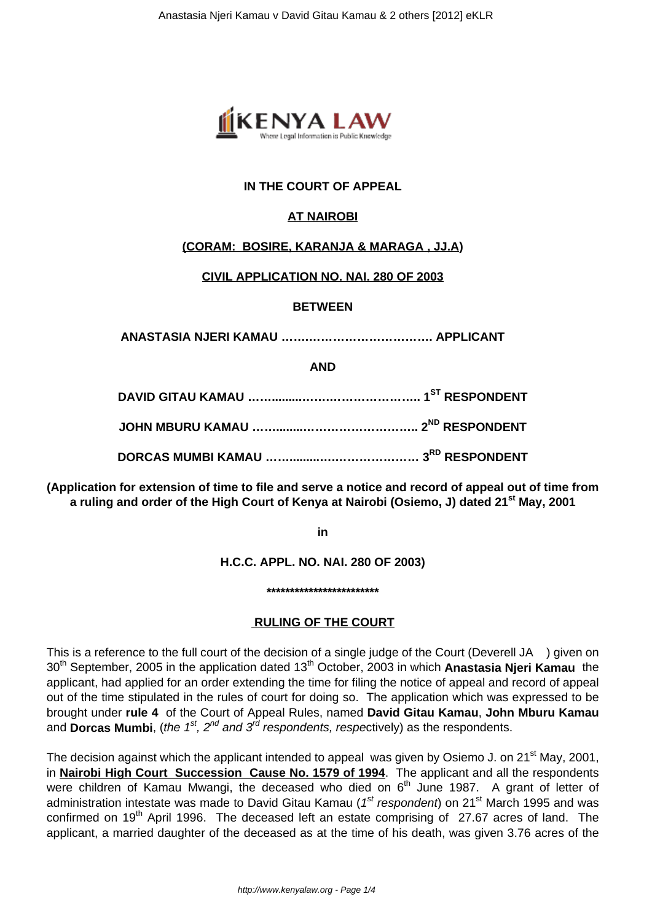**IN THE COURT OF APPEAL**

**AT NAIROBI**

**(CORAM: BOSIRE, KARANJA & MARAGA , JJ.A)**

**CIVIL APPLICATION NO. NAI. 280 OF 2003**

**BETWEEN**

**ANASTASIA NJERI KAMAU ………………………………. APPLICANT**

**AND**

**DAVID GITAU KAMAU ………...……………………….. 1ST RESPONDENT**

**JOHN MBURU KAMAU ………...……………………….. 2ND RESPONDENT**

**DORCAS MUMBI KAMAU ………..……………………… 3RD RESPONDENT**

**(Application for extension of time to file and serve a notice and record of appeal out of time from a ruling and order of the High Court of Kenya at Nairobi (Osiemo, J) dated 21st May, 2001**

**in**

**H.C.C. APPL. NO. NAI. 280 OF 2003)**

**************************

**RULING OF THE COURT**

This is a reference to the full court of the decision of a single judge of the Court (Deverell JA ) given on 30th September, 2005 in the application dated 13th October, 2003 in which **Anastasia Njeri Kamau** the applicant, had applied for an order extending the time for filing the notice of appeal and record of appeal out of the time stipulated in the rules of court for doing so. The application which was expressed to be brought under **rule 4** of the Court of Appeal Rules, named **David Gitau Kamau**, **John Mburu Kamau** and **Dorcas Mumbi**, (*the 1st, 2nd and 3rd respondents, respe*ctively) as the respondents.

The decision against which the applicant intended to appeal was given by Osiemo J. on 21st May, 2001, in **Nairobi High Court Succession Cause No. 1579 of 1994**. The applicant and all the respondents were children of Kamau Mwangi, the deceased who died on 6th June 1987. A grant of letter of administration intestate was made to David Gitau Kamau (*1st respondent*) on 21st March 1995 and was confirmed on 19th April 1996. The deceased left an estate comprising of 27.67 acres of land. The applicant, a married daughter of the deceased as at the time of his death, was given 3.76 acres of the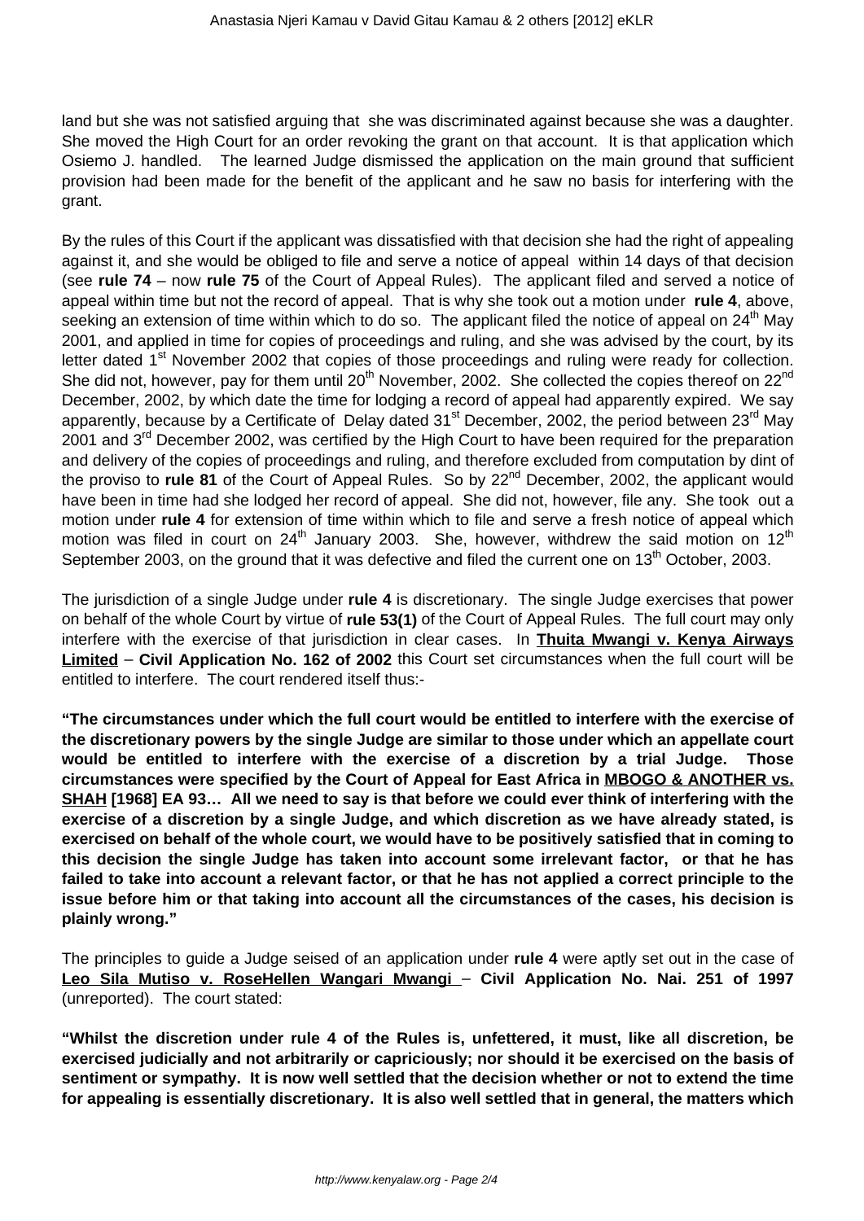land but she was not satisfied arguing that she was discriminated against because she was a daughter. She moved the High Court for an order revoking the grant on that account. It is that application which Osiemo J. handled. The learned Judge dismissed the application on the main ground that sufficient provision had been made for the benefit of the applicant and he saw no basis for interfering with the grant.

By the rules of this Court if the applicant was dissatisfied with that decision she had the right of appealing against it, and she would be obliged to file and serve a notice of appeal within 14 days of that decision (see **rule 74** – now **rule 75** of the Court of Appeal Rules). The applicant filed and served a notice of appeal within time but not the record of appeal. That is why she took out a motion under **rule 4**, above, seeking an extension of time within which to do so. The applicant filed the notice of appeal on 24th May 2001, and applied in time for copies of proceedings and ruling, and she was advised by the court, by its letter dated 1st November 2002 that copies of those proceedings and ruling were ready for collection. She did not, however, pay for them until 20th November, 2002. She collected the copies thereof on 22nd December, 2002, by which date the time for lodging a record of appeal had apparently expired. We say apparently, because by a Certificate of Delay dated 31st December, 2002, the period between 23rd May 2001 and 3rd December 2002, was certified by the High Court to have been required for the preparation and delivery of the copies of proceedings and ruling, and therefore excluded from computation by dint of the proviso to **rule 81** of the Court of Appeal Rules. So by 22nd December, 2002, the applicant would have been in time had she lodged her record of appeal. She did not, however, file any. She took out a motion under **rule 4** for extension of time within which to file and serve a fresh notice of appeal which motion was filed in court on 24th January 2003. She, however, withdrew the said motion on 12th September 2003, on the ground that it was defective and filed the current one on 13th October, 2003.

The jurisdiction of a single Judge under **rule 4** is discretionary. The single Judge exercises that power on behalf of the whole Court by virtue of **rule 53(1)** of the Court of Appeal Rules. The full court may only interfere with the exercise of that jurisdiction in clear cases. In **Thuita Mwangi v. Kenya Airways Limited** – **Civil Application No. 162 of 2002** this Court set circumstances when the full court will be entitled to interfere. The court rendered itself thus:-

**"The circumstances under which the full court would be entitled to interfere with the exercise of the discretionary powers by the single Judge are similar to those under which an appellate court would be entitled to interfere with the exercise of a discretion by a trial Judge. Those circumstances were specified by the Court of Appeal for East Africa in MBOGO & ANOTHER vs. SHAH [1968] EA 93… All we need to say is that before we could ever think of interfering with the exercise of a discretion by a single Judge, and which discretion as we have already stated, is exercised on behalf of the whole court, we would have to be positively satisfied that in coming to this decision the single Judge has taken into account some irrelevant factor, or that he has failed to take into account a relevant factor, or that he has not applied a correct principle to the issue before him or that taking into account all the circumstances of the cases, his decision is plainly wrong."**

The principles to guide a Judge seised of an application under **rule 4** were aptly set out in the case of **Leo Sila Mutiso v. RoseHellen Wangari Mwangi** – **Civil Application No. Nai. 251 of 1997** (unreported). The court stated:

**"Whilst the discretion under rule 4 of the Rules is, unfettered, it must, like all discretion, be exercised judicially and not arbitrarily or capriciously; nor should it be exercised on the basis of sentiment or sympathy. It is now well settled that the decision whether or not to extend the time for appealing is essentially discretionary. It is also well settled that in general, the matters which**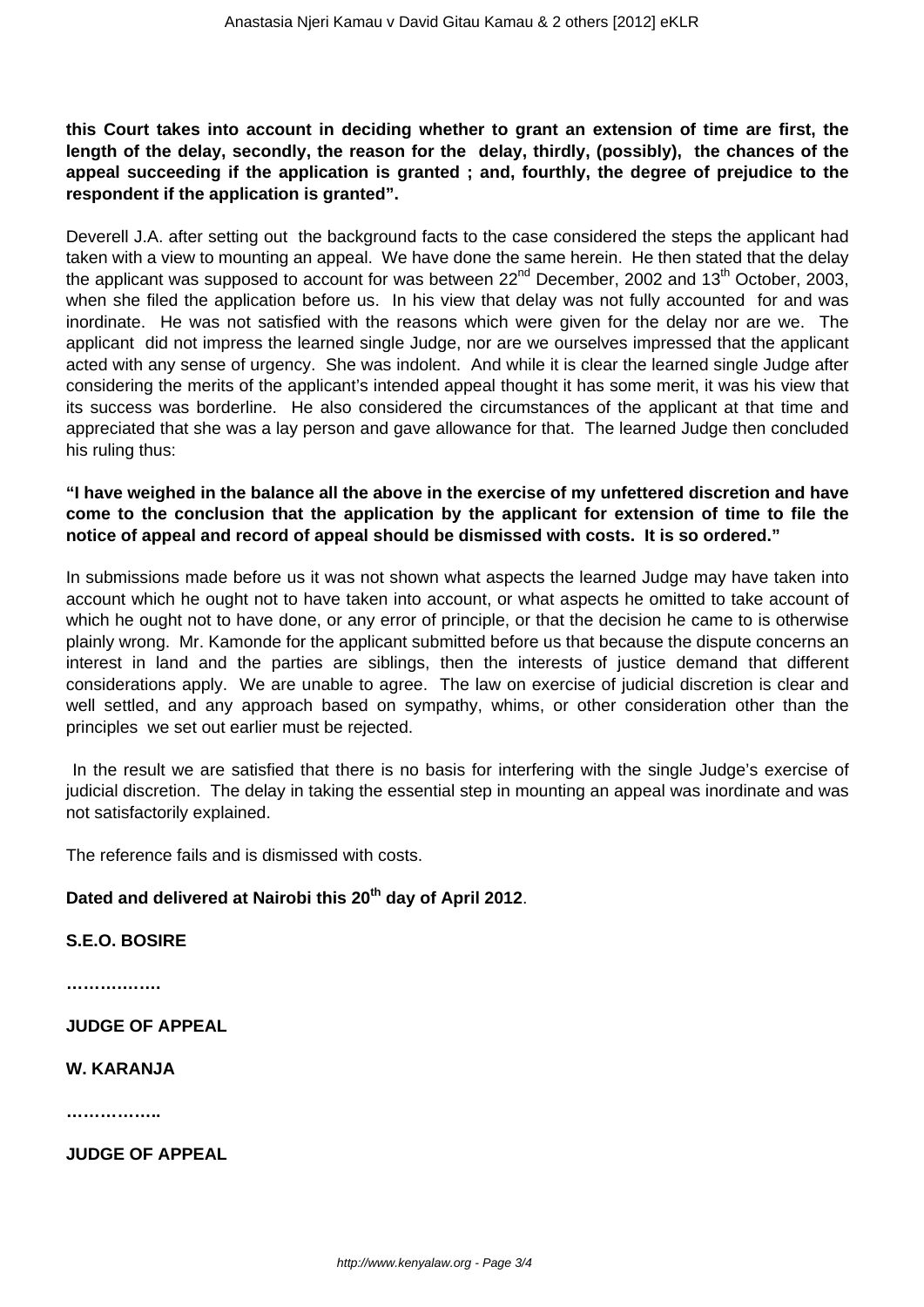**this Court takes into account in deciding whether to grant an extension of time are first, the length of the delay, secondly, the reason for the delay, thirdly, (possibly), the chances of the appeal succeeding if the application is granted ; and, fourthly, the degree of prejudice to the respondent if the application is granted".**

Deverell J.A. after setting out the background facts to the case considered the steps the applicant had taken with a view to mounting an appeal. We have done the same herein. He then stated that the delay the applicant was supposed to account for was between 22nd December, 2002 and 13th October, 2003, when she filed the application before us. In his view that delay was not fully accounted for and was inordinate. He was not satisfied with the reasons which were given for the delay nor are we. The applicant did not impress the learned single Judge, nor are we ourselves impressed that the applicant acted with any sense of urgency. She was indolent. And while it is clear the learned single Judge after considering the merits of the applicant's intended appeal thought it has some merit, it was his view that its success was borderline. He also considered the circumstances of the applicant at that time and appreciated that she was a lay person and gave allowance for that. The learned Judge then concluded his ruling thus:

**"I have weighed in the balance all the above in the exercise of my unfettered discretion and have come to the conclusion that the application by the applicant for extension of time to file the notice of appeal and record of appeal should be dismissed with costs. It is so ordered."**

In submissions made before us it was not shown what aspects the learned Judge may have taken into account which he ought not to have taken into account, or what aspects he omitted to take account of which he ought not to have done, or any error of principle, or that the decision he came to is otherwise plainly wrong. Mr. Kamonde for the applicant submitted before us that because the dispute concerns an interest in land and the parties are siblings, then the interests of justice demand that different considerations apply. We are unable to agree. The law on exercise of judicial discretion is clear and well settled, and any approach based on sympathy, whims, or other consideration other than the principles we set out earlier must be rejected.

In the result we are satisfied that there is no basis for interfering with the single Judge's exercise of judicial discretion. The delay in taking the essential step in mounting an appeal was inordinate and was not satisfactorily explained.

The reference fails and is dismissed with costs.

**Dated and delivered at Nairobi this 20th day of April 2012**.

**S.E.O. BOSIRE**

**……………….**

**JUDGE OF APPEAL**

**W. KARANJA**

**……………..**

**JUDGE OF APPEAL**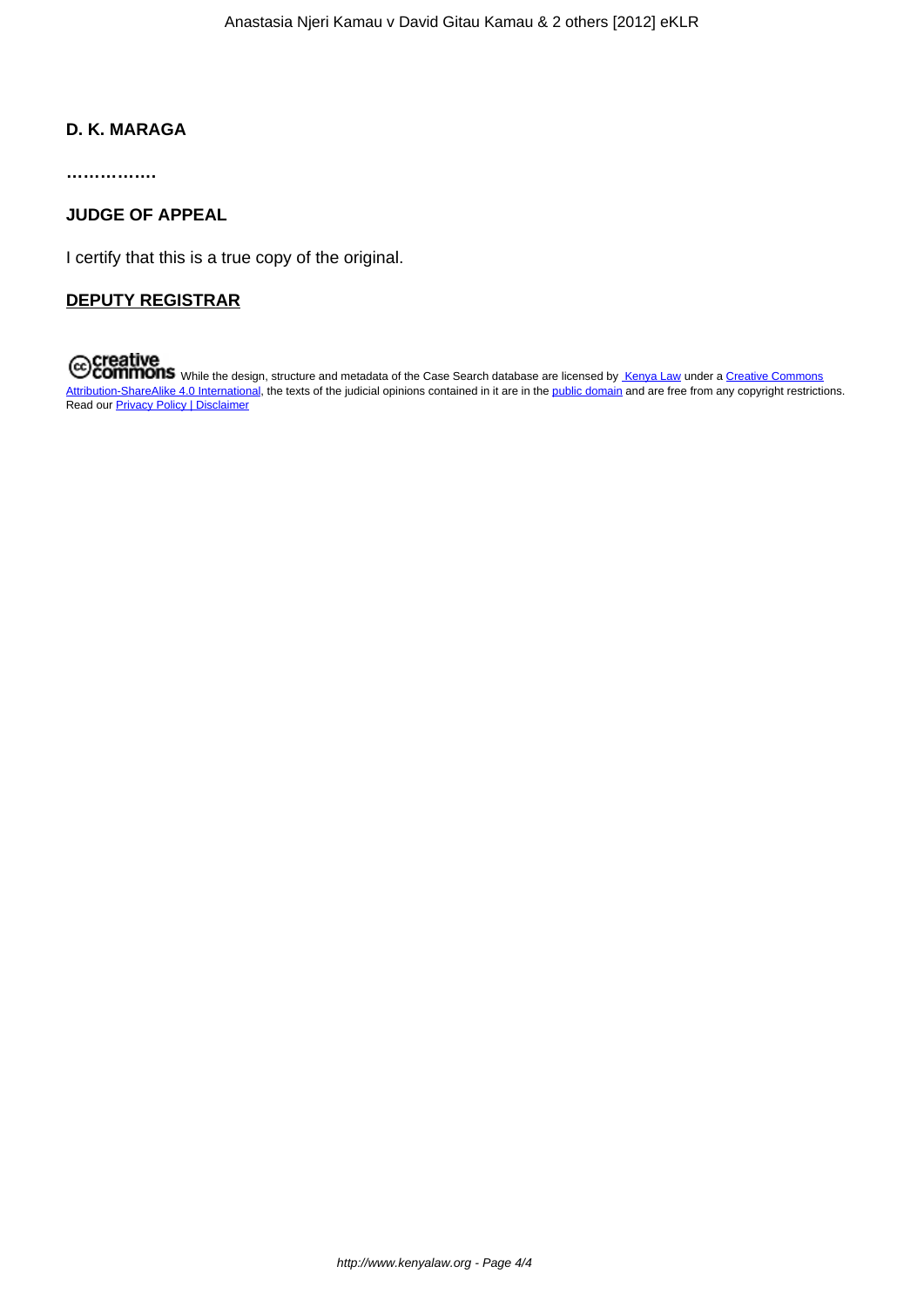**D. K. MARAGA**

…………….

**JUDGE OF APPEAL**

I certify that this is a true copy of the original.

**DEPUTY REGISTRAR**

While the design, structure and metadata of the Case Search database are licensed by Kenya Law under a Creative Commons Attribution-ShareAlike 4.0 International, the texts of the judicial opinions contained in it are in the public domain and are free from any copyright restrictions. Read our Privacy Policy | Disclaimer